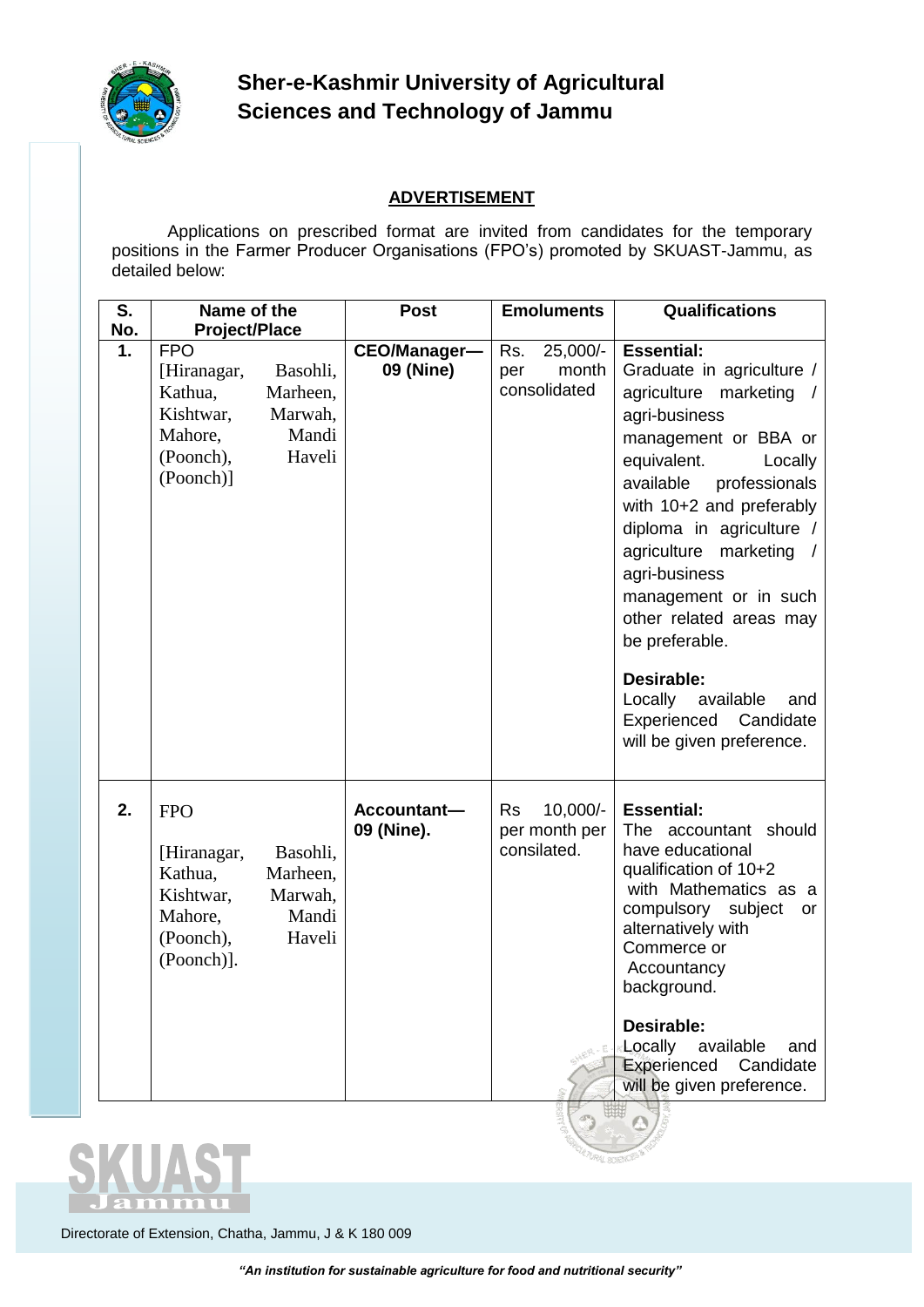# Sher-e-Kashmir University of Agricultural Sciences and Technology of Jammu

## ADVERTISEMENT

Applications on prescribed format are invited from candidates for the temporary positions in the Farmer Producer Organisations (FPO's) promoted by SKUAST-Jammu, as detailed below:

| S. No. | Name of the Project/Place | Post | Emoluments | Qualifications |
|---|---|---|---|---|
| 1. | FPO [Hiranagar, Basohli, Kathua, Marheen, Kishtwar, Marwah, Mahore, Mandi (Poonch), Haveli (Poonch)] | **CEO/Manager— 09 (Nine)** | Rs. 25,000/- per month consolidated | **Essential:** Graduate in agriculture / agriculture marketing / agri-business management or BBA or equivalent. Locally available professionals with 10+2 and preferably diploma in agriculture / agriculture marketing / agri-business management or in such other related areas may be preferable. **Desirable:** Locally available and Experienced Candidate will be given preference. |
| 2. | FPO [Hiranagar, Basohli, Kathua, Marheen, Kishtwar, Marwah, Mahore, Mandi (Poonch), Haveli (Poonch)]. | **Accountant— 09 (Nine).** | Rs 10,000/- per month per consilated. | **Essential:** The accountant should have educational qualification of 10+2 with Mathematics as a compulsory subject or alternatively with Commerce or Accountancy background. **Desirable:** Locally available and Experienced Candidate will be given preference. |

Directorate of Extension, Chatha, Jammu, J & K 180 009

*"An institution for sustainable agriculture for food and nutritional security"*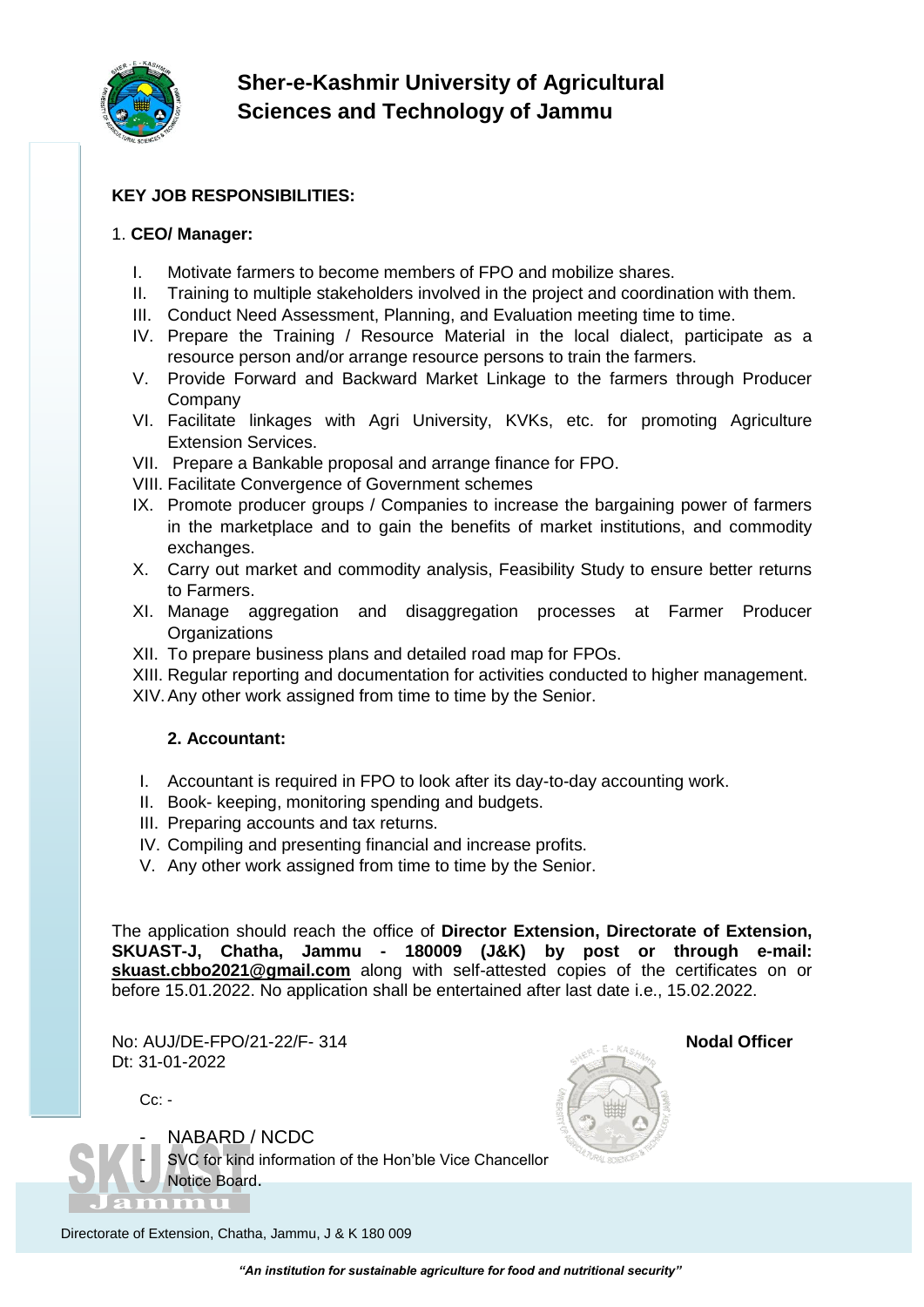**KEY JOB RESPONSIBILITIES:**

1. **CEO/ Manager:**

I. Motivate farmers to become members of FPO and mobilize shares.
II. Training to multiple stakeholders involved in the project and coordination with them.
III. Conduct Need Assessment, Planning, and Evaluation meeting time to time.
IV. Prepare the Training / Resource Material in the local dialect, participate as a resource person and/or arrange resource persons to train the farmers.
V. Provide Forward and Backward Market Linkage to the farmers through Producer Company
VI. Facilitate linkages with Agri University, KVKs, etc. for promoting Agriculture Extension Services.
VII. Prepare a Bankable proposal and arrange finance for FPO.
VIII. Facilitate Convergence of Government schemes
IX. Promote producer groups / Companies to increase the bargaining power of farmers in the marketplace and to gain the benefits of market institutions, and commodity exchanges.
X. Carry out market and commodity analysis, Feasibility Study to ensure better returns to Farmers.
XI. Manage aggregation and disaggregation processes at Farmer Producer Organizations
XII. To prepare business plans and detailed road map for FPOs.
XIII. Regular reporting and documentation for activities conducted to higher management.
XIV. Any other work assigned from time to time by the Senior.

**2. Accountant:**

I. Accountant is required in FPO to look after its day-to-day accounting work.
II. Book- keeping, monitoring spending and budgets.
III. Preparing accounts and tax returns.
IV. Compiling and presenting financial and increase profits.
V. Any other work assigned from time to time by the Senior.

The application should reach the office of **Director Extension, Directorate of Extension, SKUAST-J, Chatha, Jammu - 180009 (J&K) by post or through e-mail: skuast.cbbo2021@gmail.com** along with self-attested copies of the certificates on or before 15.01.2022. No application shall be entertained after last date i.e., 15.02.2022.

No: AUJ/DE-FPO/21-22/F- 314
Dt: 31-01-2022

**Nodal Officer**

Cc: -

- NABARD / NCDC
- SVC for kind information of the Hon'ble Vice Chancellor
- Notice Board.

Directorate of Extension, Chatha, Jammu, J & K 180 009

*"An institution for sustainable agriculture for food and nutritional security"*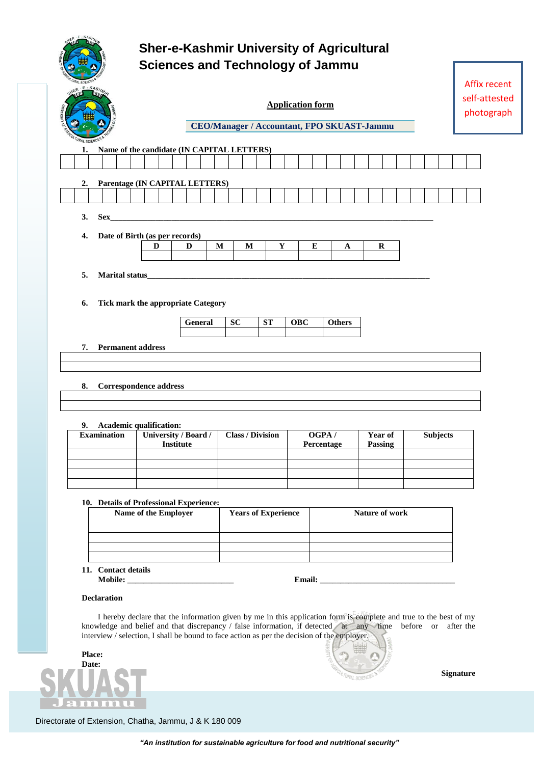# Sher-e-Kashmir University of Agricultural Sciences and Technology of Jammu

Affix recent self-attested photograph

## Application form

**CEO/Manager / Accountant, FPO SKUAST-Jammu**

1. **Name of the candidate (IN CAPITAL LETTERS)**

2. **Parentage (IN CAPITAL LETTERS)**

3. **Sex**\_\_\_\_\_\_\_\_\_\_\_\_\_\_\_\_\_\_\_\_\_\_\_\_\_\_\_\_\_\_\_\_\_\_\_\_\_\_\_\_\_\_\_\_\_\_\_\_\_\_\_\_\_\_\_\_

4. **Date of Birth (as per records)**

| D | D | M | M | Y | E | A | R |
|---|---|---|---|---|---|---|---|
| | | | | | | | |

5. **Marital status**\_\_\_\_\_\_\_\_\_\_\_\_\_\_\_\_\_\_\_\_\_\_\_\_\_\_\_\_\_\_\_\_\_\_\_\_\_\_\_\_\_\_\_\_\_\_\_\_\_\_

6. **Tick mark the appropriate Category**

| General | SC | ST | OBC | Others |
|---|---|---|---|---|
| | | | | |

7. **Permanent address**

8. **Correspondence address**

9. **Academic qualification:**

| Examination | University / Board / Institute | Class / Division | OGPA / Percentage | Year of Passing | Subjects |
|---|---|---|---|---|---|
| | | | | | |
| | | | | | |
| | | | | | |
| | | | | | |

10. **Details of Professional Experience:**

| Name of the Employer | Years of Experience | Nature of work |
|---|---|---|
| | | |
| | | |
| | | |

11. **Contact details**
    **Mobile:** \_\_\_\_\_\_\_\_\_\_\_\_\_\_\_\_\_\_\_\_\_\_\_\_\_\_ **Email:** \_\_\_\_\_\_\_\_\_\_\_\_\_\_\_\_\_\_\_\_\_\_\_\_\_\_\_\_\_\_\_\_\_\_

**Declaration**

I hereby declare that the information given by me in this application form is complete and true to the best of my knowledge and belief and that discrepancy / false information, if detected at any time before or after the interview / selection, I shall be bound to face action as per the decision of the employer.

**Place:**
**Date:**

**Signature**

SKUAST Jammu

Directorate of Extension, Chatha, Jammu, J & K 180 009

*"An institution for sustainable agriculture for food and nutritional security"*